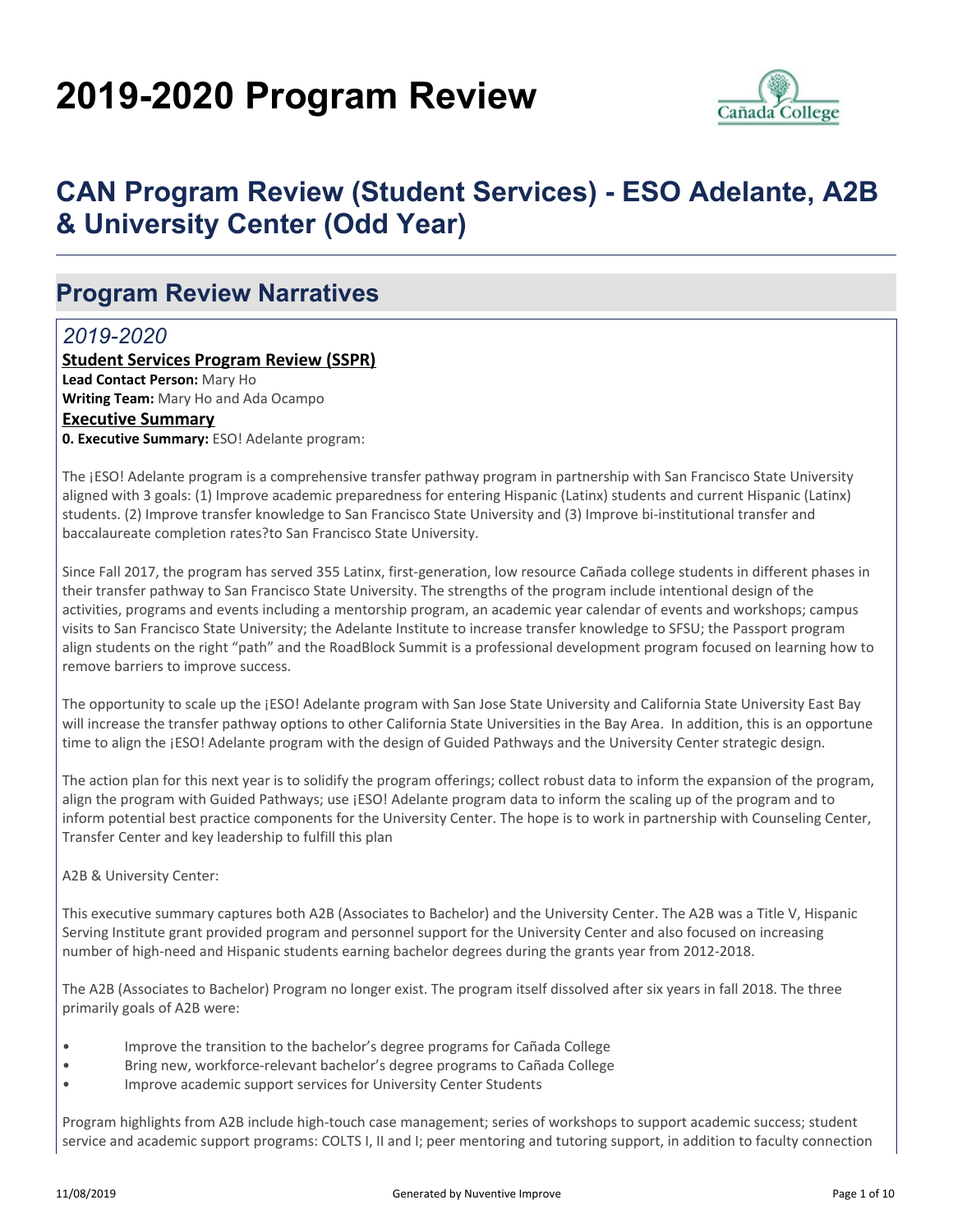# 2019-2020 Program Review

## CAN Program Review (Student Services) - ESO Adelante, A2B & University Center (Odd Year)

## Program Review Narratives

### *2019-2020*

**Student Services Program Review (SSPR)**

**Lead Contact Person:** Mary Ho

**Writing Team:** Mary Ho and Ada Ocampo

**Executive Summary**

**0. Executive Summary:** ESO! Adelante program:

The ¡ESO! Adelante program is a comprehensive transfer pathway program in partnership with San Francisco State University aligned with 3 goals: (1) Improve academic preparedness for entering Hispanic (Latinx) students and current Hispanic (Latinx) students. (2) Improve transfer knowledge to San Francisco State University and (3) Improve bi-institutional transfer and baccalaureate completion rates?to San Francisco State University.

Since Fall 2017, the program has served 355 Latinx, first-generation, low resource Cañada college students in different phases in their transfer pathway to San Francisco State University. The strengths of the program include intentional design of the activities, programs and events including a mentorship program, an academic year calendar of events and workshops; campus visits to San Francisco State University; the Adelante Institute to increase transfer knowledge to SFSU; the Passport program align students on the right "path" and the RoadBlock Summit is a professional development program focused on learning how to remove barriers to improve success.

The opportunity to scale up the ¡ESO! Adelante program with San Jose State University and California State University East Bay will increase the transfer pathway options to other California State Universities in the Bay Area. In addition, this is an opportune time to align the ¡ESO! Adelante program with the design of Guided Pathways and the University Center strategic design.

The action plan for this next year is to solidify the program offerings; collect robust data to inform the expansion of the program, align the program with Guided Pathways; use ¡ESO! Adelante program data to inform the scaling up of the program and to inform potential best practice components for the University Center. The hope is to work in partnership with Counseling Center, Transfer Center and key leadership to fulfill this plan

A2B & University Center:

This executive summary captures both A2B (Associates to Bachelor) and the University Center. The A2B was a Title V, Hispanic Serving Institute grant provided program and personnel support for the University Center and also focused on increasing number of high-need and Hispanic students earning bachelor degrees during the grants year from 2012-2018.

The A2B (Associates to Bachelor) Program no longer exist. The program itself dissolved after six years in fall 2018. The three primarily goals of A2B were:

- Improve the transition to the bachelor's degree programs for Cañada College
- Bring new, workforce-relevant bachelor's degree programs to Cañada College
- Improve academic support services for University Center Students

Program highlights from A2B include high-touch case management; series of workshops to support academic success; student service and academic support programs: COLTS I, II and I; peer mentoring and tutoring support, in addition to faculty connection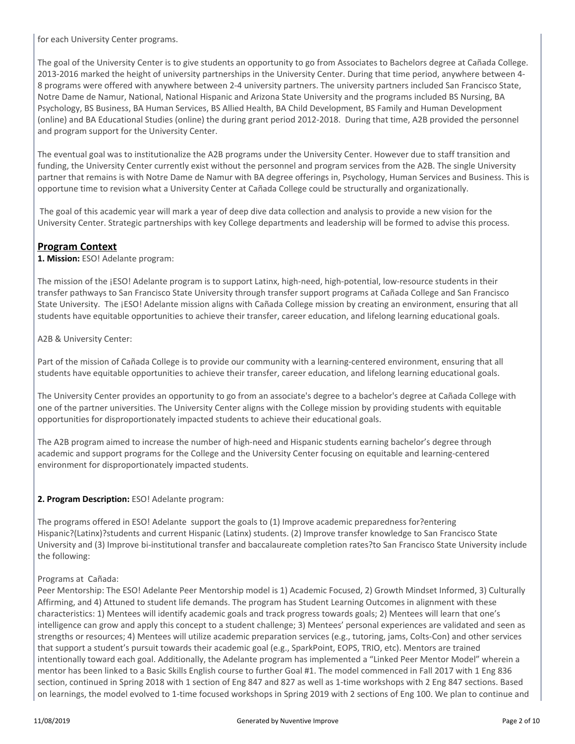for each University Center programs.

The goal of the University Center is to give students an opportunity to go from Associates to Bachelors degree at Cañada College. 2013-2016 marked the height of university partnerships in the University Center. During that time period, anywhere between 4-8 programs were offered with anywhere between 2-4 university partners. The university partners included San Francisco State, Notre Dame de Namur, National, National Hispanic and Arizona State University and the programs included BS Nursing, BA Psychology, BS Business, BA Human Services, BS Allied Health, BA Child Development, BS Family and Human Development (online) and BA Educational Studies (online) the during grant period 2012-2018. During that time, A2B provided the personnel and program support for the University Center.

The eventual goal was to institutionalize the A2B programs under the University Center. However due to staff transition and funding, the University Center currently exist without the personnel and program services from the A2B. The single University partner that remains is with Notre Dame de Namur with BA degree offerings in, Psychology, Human Services and Business. This is opportune time to revision what a University Center at Cañada College could be structurally and organizationally.

The goal of this academic year will mark a year of deep dive data collection and analysis to provide a new vision for the University Center. Strategic partnerships with key College departments and leadership will be formed to advise this process.

## Program Context

**1. Mission:** ESO! Adelante program:

The mission of the ¡ESO! Adelante program is to support Latinx, high-need, high-potential, low-resource students in their transfer pathways to San Francisco State University through transfer support programs at Cañada College and San Francisco State University. The ¡ESO! Adelante mission aligns with Cañada College mission by creating an environment, ensuring that all students have equitable opportunities to achieve their transfer, career education, and lifelong learning educational goals.

A2B & University Center:

Part of the mission of Cañada College is to provide our community with a learning-centered environment, ensuring that all students have equitable opportunities to achieve their transfer, career education, and lifelong learning educational goals.

The University Center provides an opportunity to go from an associate's degree to a bachelor's degree at Cañada College with one of the partner universities. The University Center aligns with the College mission by providing students with equitable opportunities for disproportionately impacted students to achieve their educational goals.

The A2B program aimed to increase the number of high-need and Hispanic students earning bachelor's degree through academic and support programs for the College and the University Center focusing on equitable and learning-centered environment for disproportionately impacted students.

**2. Program Description:** ESO! Adelante program:

The programs offered in ESO! Adelante support the goals to (1) Improve academic preparedness for?entering Hispanic?(Latinx)?students and current Hispanic (Latinx) students. (2) Improve transfer knowledge to San Francisco State University and (3) Improve bi-institutional transfer and baccalaureate completion rates?to San Francisco State University include the following:

Programs at Cañada:
Peer Mentorship: The ESO! Adelante Peer Mentorship model is 1) Academic Focused, 2) Growth Mindset Informed, 3) Culturally Affirming, and 4) Attuned to student life demands. The program has Student Learning Outcomes in alignment with these characteristics: 1) Mentees will identify academic goals and track progress towards goals; 2) Mentees will learn that one's intelligence can grow and apply this concept to a student challenge; 3) Mentees' personal experiences are validated and seen as strengths or resources; 4) Mentees will utilize academic preparation services (e.g., tutoring, jams, Colts-Con) and other services that support a student's pursuit towards their academic goal (e.g., SparkPoint, EOPS, TRIO, etc). Mentors are trained intentionally toward each goal. Additionally, the Adelante program has implemented a "Linked Peer Mentor Model" wherein a mentor has been linked to a Basic Skills English course to further Goal #1. The model commenced in Fall 2017 with 1 Eng 836 section, continued in Spring 2018 with 1 section of Eng 847 and 827 as well as 1-time workshops with 2 Eng 847 sections. Based on learnings, the model evolved to 1-time focused workshops in Spring 2019 with 2 sections of Eng 100. We plan to continue and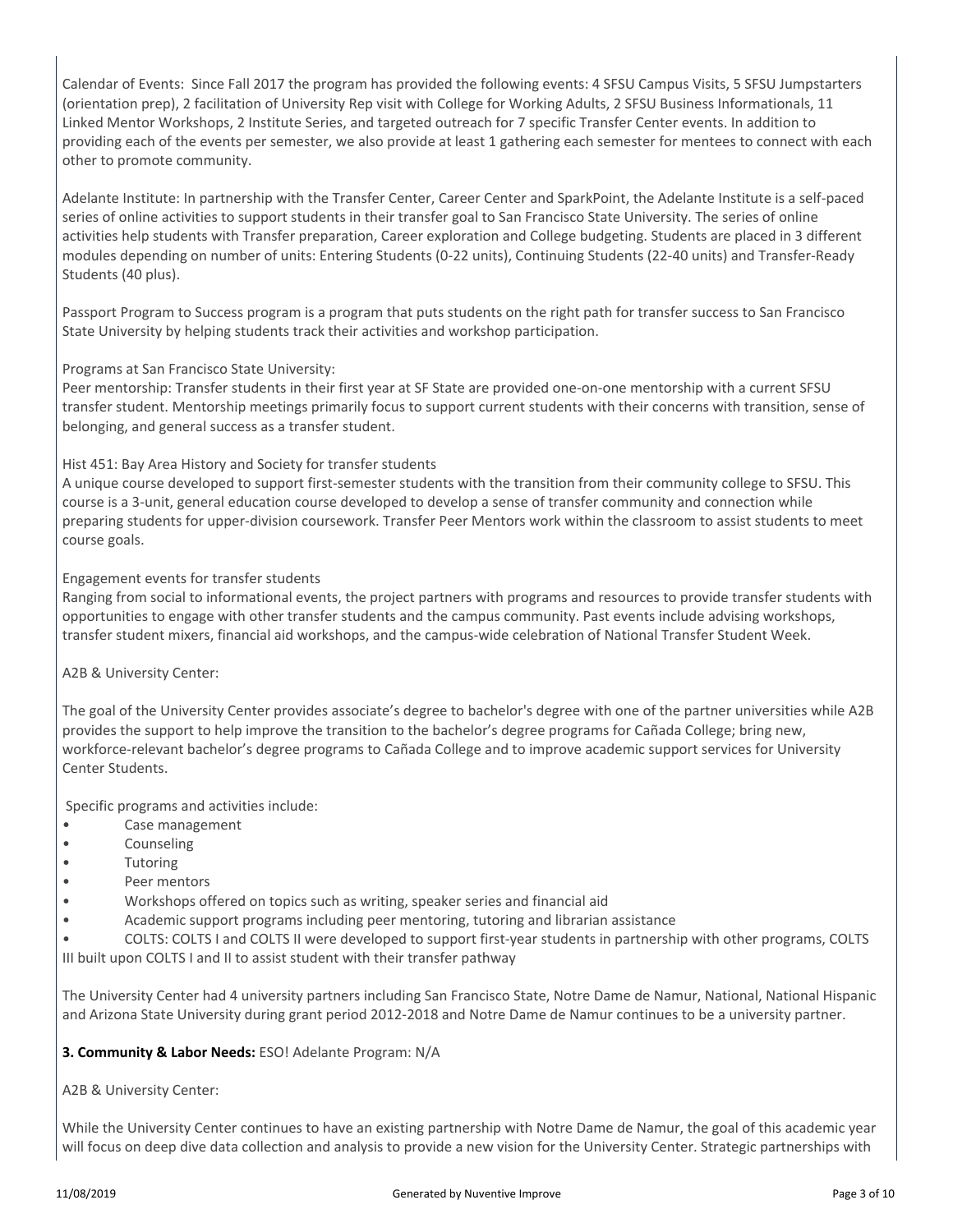Calendar of Events: Since Fall 2017 the program has provided the following events: 4 SFSU Campus Visits, 5 SFSU Jumpstarters (orientation prep), 2 facilitation of University Rep visit with College for Working Adults, 2 SFSU Business Informationals, 11 Linked Mentor Workshops, 2 Institute Series, and targeted outreach for 7 specific Transfer Center events. In addition to providing each of the events per semester, we also provide at least 1 gathering each semester for mentees to connect with each other to promote community.

Adelante Institute: In partnership with the Transfer Center, Career Center and SparkPoint, the Adelante Institute is a self-paced series of online activities to support students in their transfer goal to San Francisco State University. The series of online activities help students with Transfer preparation, Career exploration and College budgeting. Students are placed in 3 different modules depending on number of units: Entering Students (0-22 units), Continuing Students (22-40 units) and Transfer-Ready Students (40 plus).

Passport Program to Success program is a program that puts students on the right path for transfer success to San Francisco State University by helping students track their activities and workshop participation.

Programs at San Francisco State University:
Peer mentorship: Transfer students in their first year at SF State are provided one-on-one mentorship with a current SFSU transfer student. Mentorship meetings primarily focus to support current students with their concerns with transition, sense of belonging, and general success as a transfer student.

Hist 451: Bay Area History and Society for transfer students
A unique course developed to support first-semester students with the transition from their community college to SFSU. This course is a 3-unit, general education course developed to develop a sense of transfer community and connection while preparing students for upper-division coursework. Transfer Peer Mentors work within the classroom to assist students to meet course goals.

Engagement events for transfer students
Ranging from social to informational events, the project partners with programs and resources to provide transfer students with opportunities to engage with other transfer students and the campus community. Past events include advising workshops, transfer student mixers, financial aid workshops, and the campus-wide celebration of National Transfer Student Week.

A2B & University Center:

The goal of the University Center provides associate's degree to bachelor's degree with one of the partner universities while A2B provides the support to help improve the transition to the bachelor's degree programs for Cañada College; bring new, workforce-relevant bachelor's degree programs to Cañada College and to improve academic support services for University Center Students.

Specific programs and activities include:

- Case management
- Counseling
- Tutoring
- Peer mentors
- Workshops offered on topics such as writing, speaker series and financial aid
- Academic support programs including peer mentoring, tutoring and librarian assistance
- COLTS: COLTS I and COLTS II were developed to support first-year students in partnership with other programs, COLTS III built upon COLTS I and II to assist student with their transfer pathway

The University Center had 4 university partners including San Francisco State, Notre Dame de Namur, National, National Hispanic and Arizona State University during grant period 2012-2018 and Notre Dame de Namur continues to be a university partner.

**3. Community & Labor Needs:** ESO! Adelante Program: N/A

A2B & University Center:

While the University Center continues to have an existing partnership with Notre Dame de Namur, the goal of this academic year will focus on deep dive data collection and analysis to provide a new vision for the University Center. Strategic partnerships with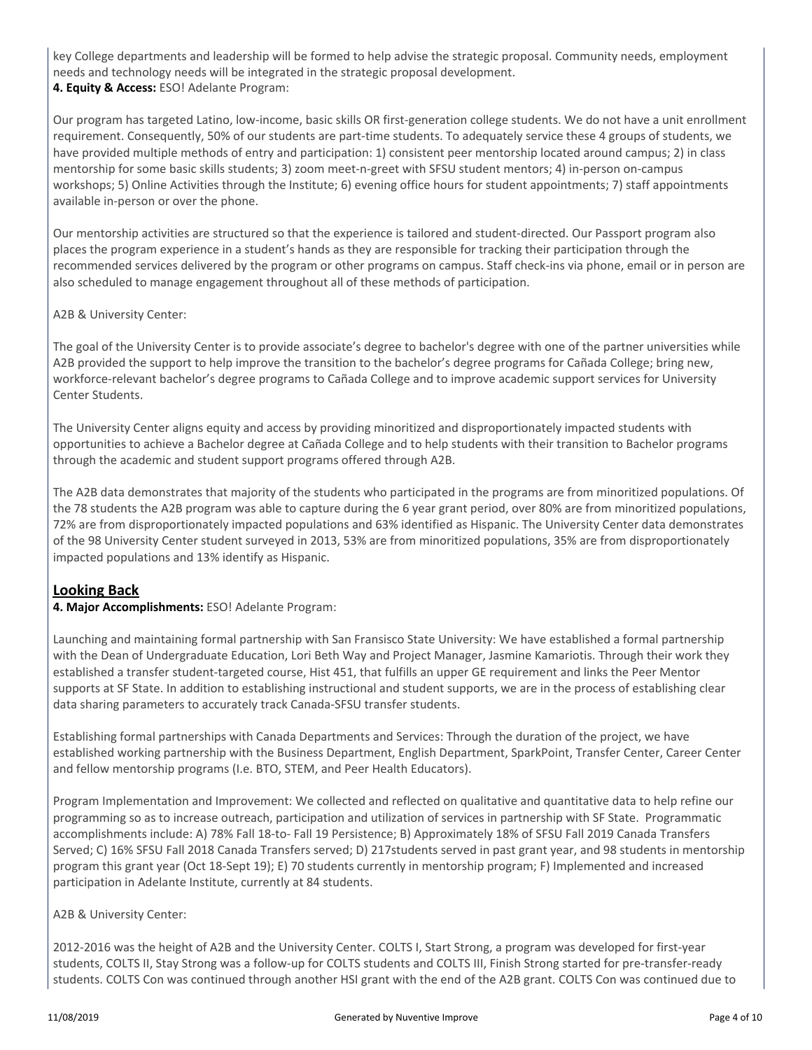key College departments and leadership will be formed to help advise the strategic proposal. Community needs, employment needs and technology needs will be integrated in the strategic proposal development.

**4. Equity & Access:** ESO! Adelante Program:

Our program has targeted Latino, low-income, basic skills OR first-generation college students. We do not have a unit enrollment requirement. Consequently, 50% of our students are part-time students. To adequately service these 4 groups of students, we have provided multiple methods of entry and participation: 1) consistent peer mentorship located around campus; 2) in class mentorship for some basic skills students; 3) zoom meet-n-greet with SFSU student mentors; 4) in-person on-campus workshops; 5) Online Activities through the Institute; 6) evening office hours for student appointments; 7) staff appointments available in-person or over the phone.

Our mentorship activities are structured so that the experience is tailored and student-directed. Our Passport program also places the program experience in a student's hands as they are responsible for tracking their participation through the recommended services delivered by the program or other programs on campus. Staff check-ins via phone, email or in person are also scheduled to manage engagement throughout all of these methods of participation.

A2B & University Center:

The goal of the University Center is to provide associate's degree to bachelor's degree with one of the partner universities while A2B provided the support to help improve the transition to the bachelor's degree programs for Cañada College; bring new, workforce-relevant bachelor's degree programs to Cañada College and to improve academic support services for University Center Students.

The University Center aligns equity and access by providing minoritized and disproportionately impacted students with opportunities to achieve a Bachelor degree at Cañada College and to help students with their transition to Bachelor programs through the academic and student support programs offered through A2B.

The A2B data demonstrates that majority of the students who participated in the programs are from minoritized populations. Of the 78 students the A2B program was able to capture during the 6 year grant period, over 80% are from minoritized populations, 72% are from disproportionately impacted populations and 63% identified as Hispanic. The University Center data demonstrates of the 98 University Center student surveyed in 2013, 53% are from minoritized populations, 35% are from disproportionately impacted populations and 13% identify as Hispanic.

## Looking Back

**4. Major Accomplishments:** ESO! Adelante Program:

Launching and maintaining formal partnership with San Fransisco State University: We have established a formal partnership with the Dean of Undergraduate Education, Lori Beth Way and Project Manager, Jasmine Kamariotis. Through their work they established a transfer student-targeted course, Hist 451, that fulfills an upper GE requirement and links the Peer Mentor supports at SF State. In addition to establishing instructional and student supports, we are in the process of establishing clear data sharing parameters to accurately track Canada-SFSU transfer students.

Establishing formal partnerships with Canada Departments and Services: Through the duration of the project, we have established working partnership with the Business Department, English Department, SparkPoint, Transfer Center, Career Center and fellow mentorship programs (I.e. BTO, STEM, and Peer Health Educators).

Program Implementation and Improvement: We collected and reflected on qualitative and quantitative data to help refine our programming so as to increase outreach, participation and utilization of services in partnership with SF State. Programmatic accomplishments include: A) 78% Fall 18-to- Fall 19 Persistence; B) Approximately 18% of SFSU Fall 2019 Canada Transfers Served; C) 16% SFSU Fall 2018 Canada Transfers served; D) 217students served in past grant year, and 98 students in mentorship program this grant year (Oct 18-Sept 19); E) 70 students currently in mentorship program; F) Implemented and increased participation in Adelante Institute, currently at 84 students.

A2B & University Center:

2012-2016 was the height of A2B and the University Center. COLTS I, Start Strong, a program was developed for first-year students, COLTS II, Stay Strong was a follow-up for COLTS students and COLTS III, Finish Strong started for pre-transfer-ready students. COLTS Con was continued through another HSI grant with the end of the A2B grant. COLTS Con was continued due to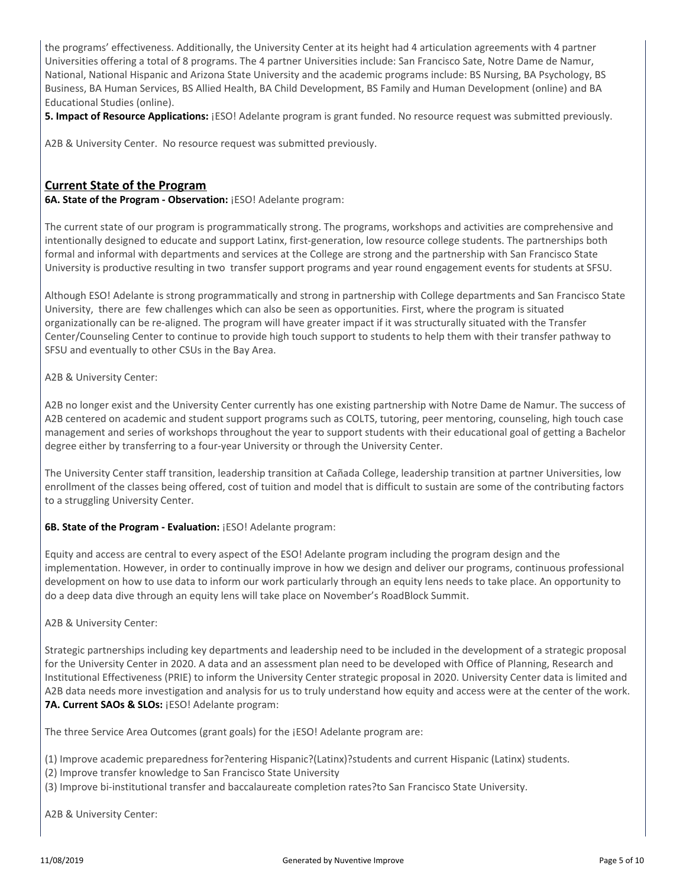the programs' effectiveness. Additionally, the University Center at its height had 4 articulation agreements with 4 partner Universities offering a total of 8 programs. The 4 partner Universities include: San Francisco Sate, Notre Dame de Namur, National, National Hispanic and Arizona State University and the academic programs include: BS Nursing, BA Psychology, BS Business, BA Human Services, BS Allied Health, BA Child Development, BS Family and Human Development (online) and BA Educational Studies (online).

**5. Impact of Resource Applications:** ¡ESO! Adelante program is grant funded. No resource request was submitted previously.

A2B & University Center. No resource request was submitted previously.

## Current State of the Program

**6A. State of the Program - Observation:** ¡ESO! Adelante program:

The current state of our program is programmatically strong. The programs, workshops and activities are comprehensive and intentionally designed to educate and support Latinx, first-generation, low resource college students. The partnerships both formal and informal with departments and services at the College are strong and the partnership with San Francisco State University is productive resulting in two transfer support programs and year round engagement events for students at SFSU.

Although ESO! Adelante is strong programmatically and strong in partnership with College departments and San Francisco State University, there are few challenges which can also be seen as opportunities. First, where the program is situated organizationally can be re-aligned. The program will have greater impact if it was structurally situated with the Transfer Center/Counseling Center to continue to provide high touch support to students to help them with their transfer pathway to SFSU and eventually to other CSUs in the Bay Area.

A2B & University Center:

A2B no longer exist and the University Center currently has one existing partnership with Notre Dame de Namur. The success of A2B centered on academic and student support programs such as COLTS, tutoring, peer mentoring, counseling, high touch case management and series of workshops throughout the year to support students with their educational goal of getting a Bachelor degree either by transferring to a four-year University or through the University Center.

The University Center staff transition, leadership transition at Cañada College, leadership transition at partner Universities, low enrollment of the classes being offered, cost of tuition and model that is difficult to sustain are some of the contributing factors to a struggling University Center.

**6B. State of the Program - Evaluation:** ¡ESO! Adelante program:

Equity and access are central to every aspect of the ESO! Adelante program including the program design and the implementation. However, in order to continually improve in how we design and deliver our programs, continuous professional development on how to use data to inform our work particularly through an equity lens needs to take place. An opportunity to do a deep data dive through an equity lens will take place on November's RoadBlock Summit.

A2B & University Center:

Strategic partnerships including key departments and leadership need to be included in the development of a strategic proposal for the University Center in 2020. A data and an assessment plan need to be developed with Office of Planning, Research and Institutional Effectiveness (PRIE) to inform the University Center strategic proposal in 2020. University Center data is limited and A2B data needs more investigation and analysis for us to truly understand how equity and access were at the center of the work.

**7A. Current SAOs & SLOs:** ¡ESO! Adelante program:

The three Service Area Outcomes (grant goals) for the ¡ESO! Adelante program are:

(1) Improve academic preparedness for?entering Hispanic?(Latinx)?students and current Hispanic (Latinx) students.
(2) Improve transfer knowledge to San Francisco State University
(3) Improve bi-institutional transfer and baccalaureate completion rates?to San Francisco State University.

A2B & University Center: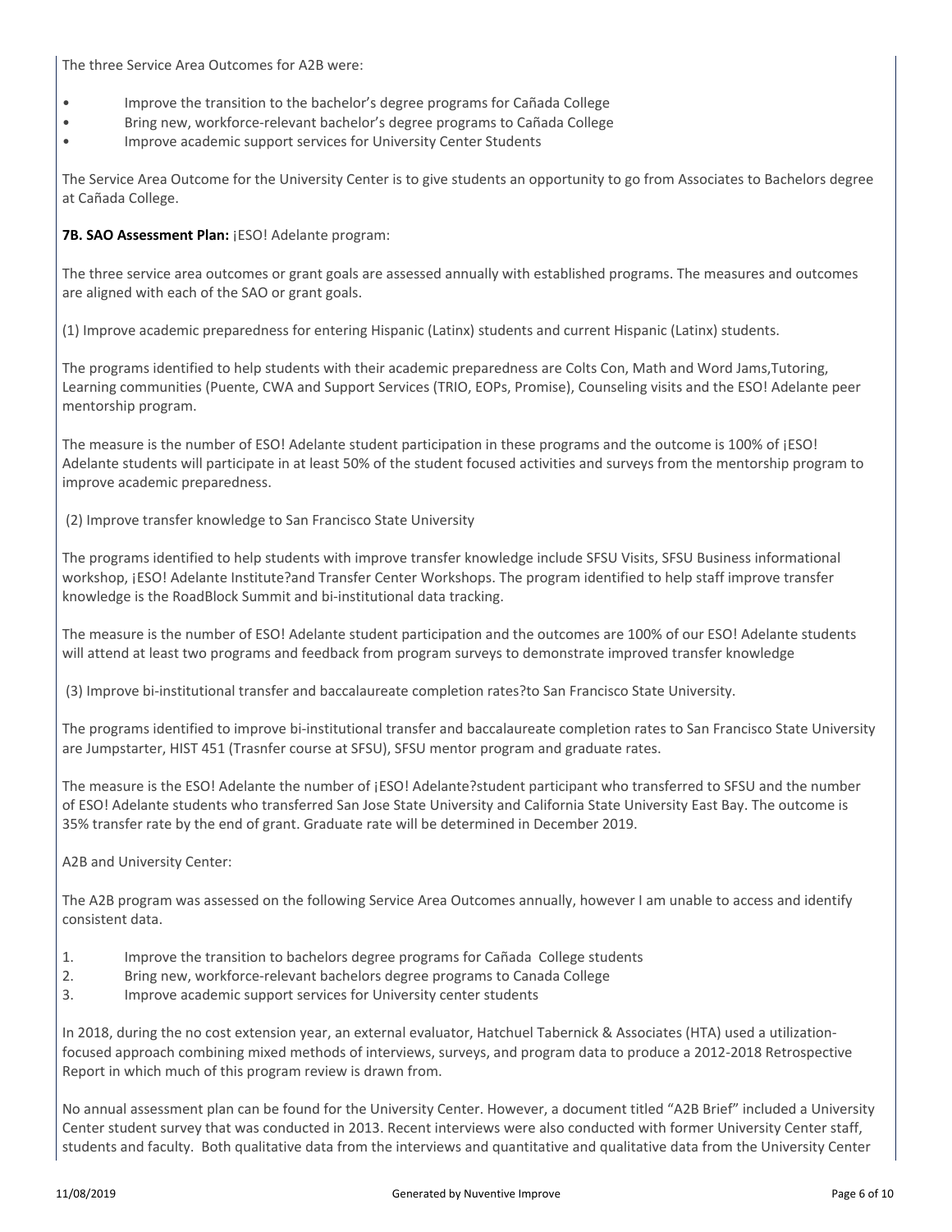The three Service Area Outcomes for A2B were:

- Improve the transition to the bachelor's degree programs for Cañada College
- Bring new, workforce-relevant bachelor's degree programs to Cañada College
- Improve academic support services for University Center Students

The Service Area Outcome for the University Center is to give students an opportunity to go from Associates to Bachelors degree at Cañada College.

**7B. SAO Assessment Plan:** ¡ESO! Adelante program:

The three service area outcomes or grant goals are assessed annually with established programs. The measures and outcomes are aligned with each of the SAO or grant goals.

(1) Improve academic preparedness for entering Hispanic (Latinx) students and current Hispanic (Latinx) students.

The programs identified to help students with their academic preparedness are Colts Con, Math and Word Jams,Tutoring, Learning communities (Puente, CWA and Support Services (TRIO, EOPs, Promise), Counseling visits and the ESO! Adelante peer mentorship program.

The measure is the number of ESO! Adelante student participation in these programs and the outcome is 100% of ¡ESO! Adelante students will participate in at least 50% of the student focused activities and surveys from the mentorship program to improve academic preparedness.

(2) Improve transfer knowledge to San Francisco State University

The programs identified to help students with improve transfer knowledge include SFSU Visits, SFSU Business informational workshop, ¡ESO! Adelante Institute?and Transfer Center Workshops. The program identified to help staff improve transfer knowledge is the RoadBlock Summit and bi-institutional data tracking.

The measure is the number of ESO! Adelante student participation and the outcomes are 100% of our ESO! Adelante students will attend at least two programs and feedback from program surveys to demonstrate improved transfer knowledge

(3) Improve bi-institutional transfer and baccalaureate completion rates?to San Francisco State University.

The programs identified to improve bi-institutional transfer and baccalaureate completion rates to San Francisco State University are Jumpstarter, HIST 451 (Trasnfer course at SFSU), SFSU mentor program and graduate rates.

The measure is the ESO! Adelante the number of ¡ESO! Adelante?student participant who transferred to SFSU and the number of ESO! Adelante students who transferred San Jose State University and California State University East Bay. The outcome is 35% transfer rate by the end of grant. Graduate rate will be determined in December 2019.

A2B and University Center:

The A2B program was assessed on the following Service Area Outcomes annually, however I am unable to access and identify consistent data.

1. Improve the transition to bachelors degree programs for Cañada College students
2. Bring new, workforce-relevant bachelors degree programs to Canada College
3. Improve academic support services for University center students

In 2018, during the no cost extension year, an external evaluator, Hatchuel Tabernick & Associates (HTA) used a utilization-focused approach combining mixed methods of interviews, surveys, and program data to produce a 2012-2018 Retrospective Report in which much of this program review is drawn from.

No annual assessment plan can be found for the University Center. However, a document titled "A2B Brief" included a University Center student survey that was conducted in 2013. Recent interviews were also conducted with former University Center staff, students and faculty. Both qualitative data from the interviews and quantitative and qualitative data from the University Center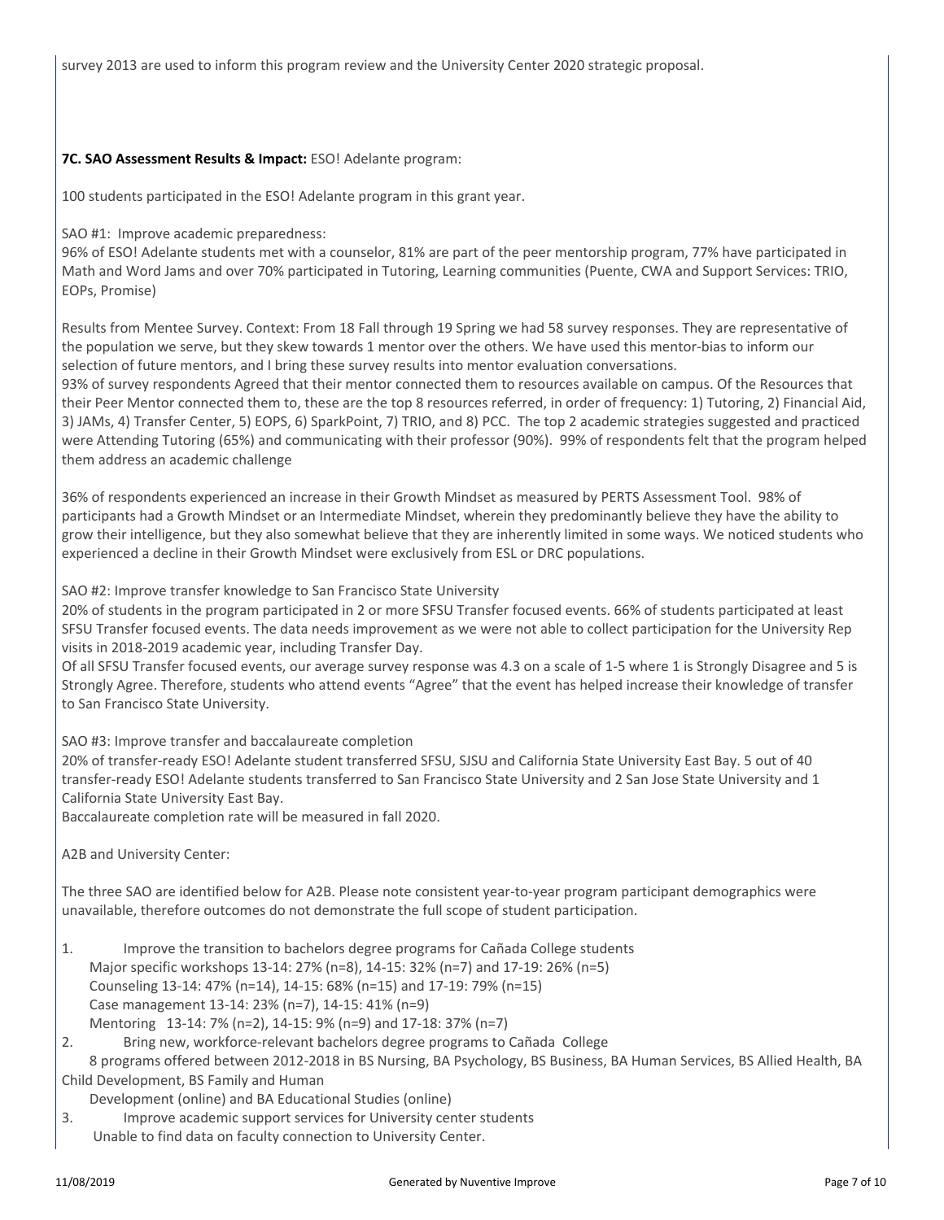survey 2013 are used to inform this program review and the University Center 2020 strategic proposal.

**7C. SAO Assessment Results & Impact:** ESO! Adelante program:

100 students participated in the ESO! Adelante program in this grant year.

SAO #1: Improve academic preparedness:
96% of ESO! Adelante students met with a counselor, 81% are part of the peer mentorship program, 77% have participated in Math and Word Jams and over 70% participated in Tutoring, Learning communities (Puente, CWA and Support Services: TRIO, EOPs, Promise)

Results from Mentee Survey. Context: From 18 Fall through 19 Spring we had 58 survey responses. They are representative of the population we serve, but they skew towards 1 mentor over the others. We have used this mentor-bias to inform our selection of future mentors, and I bring these survey results into mentor evaluation conversations.
93% of survey respondents Agreed that their mentor connected them to resources available on campus. Of the Resources that their Peer Mentor connected them to, these are the top 8 resources referred, in order of frequency: 1) Tutoring, 2) Financial Aid, 3) JAMs, 4) Transfer Center, 5) EOPS, 6) SparkPoint, 7) TRIO, and 8) PCC. The top 2 academic strategies suggested and practiced were Attending Tutoring (65%) and communicating with their professor (90%). 99% of respondents felt that the program helped them address an academic challenge

36% of respondents experienced an increase in their Growth Mindset as measured by PERTS Assessment Tool. 98% of participants had a Growth Mindset or an Intermediate Mindset, wherein they predominantly believe they have the ability to grow their intelligence, but they also somewhat believe that they are inherently limited in some ways. We noticed students who experienced a decline in their Growth Mindset were exclusively from ESL or DRC populations.

SAO #2: Improve transfer knowledge to San Francisco State University
20% of students in the program participated in 2 or more SFSU Transfer focused events. 66% of students participated at least SFSU Transfer focused events. The data needs improvement as we were not able to collect participation for the University Rep visits in 2018-2019 academic year, including Transfer Day.
Of all SFSU Transfer focused events, our average survey response was 4.3 on a scale of 1-5 where 1 is Strongly Disagree and 5 is Strongly Agree. Therefore, students who attend events "Agree" that the event has helped increase their knowledge of transfer to San Francisco State University.

SAO #3: Improve transfer and baccalaureate completion
20% of transfer-ready ESO! Adelante student transferred SFSU, SJSU and California State University East Bay. 5 out of 40 transfer-ready ESO! Adelante students transferred to San Francisco State University and 2 San Jose State University and 1 California State University East Bay.
Baccalaureate completion rate will be measured in fall 2020.

A2B and University Center:

The three SAO are identified below for A2B. Please note consistent year-to-year program participant demographics were unavailable, therefore outcomes do not demonstrate the full scope of student participation.

1. Improve the transition to bachelors degree programs for Cañada College students
   Major specific workshops 13-14: 27% (n=8), 14-15: 32% (n=7) and 17-19: 26% (n=5)
   Counseling 13-14: 47% (n=14), 14-15: 68% (n=15) and 17-19: 79% (n=15)
   Case management 13-14: 23% (n=7), 14-15: 41% (n=9)
   Mentoring 13-14: 7% (n=2), 14-15: 9% (n=9) and 17-18: 37% (n=7)
2. Bring new, workforce-relevant bachelors degree programs to Cañada College
   8 programs offered between 2012-2018 in BS Nursing, BA Psychology, BS Business, BA Human Services, BS Allied Health, BA Child Development, BS Family and Human Development (online) and BA Educational Studies (online)
3. Improve academic support services for University center students
   Unable to find data on faculty connection to University Center.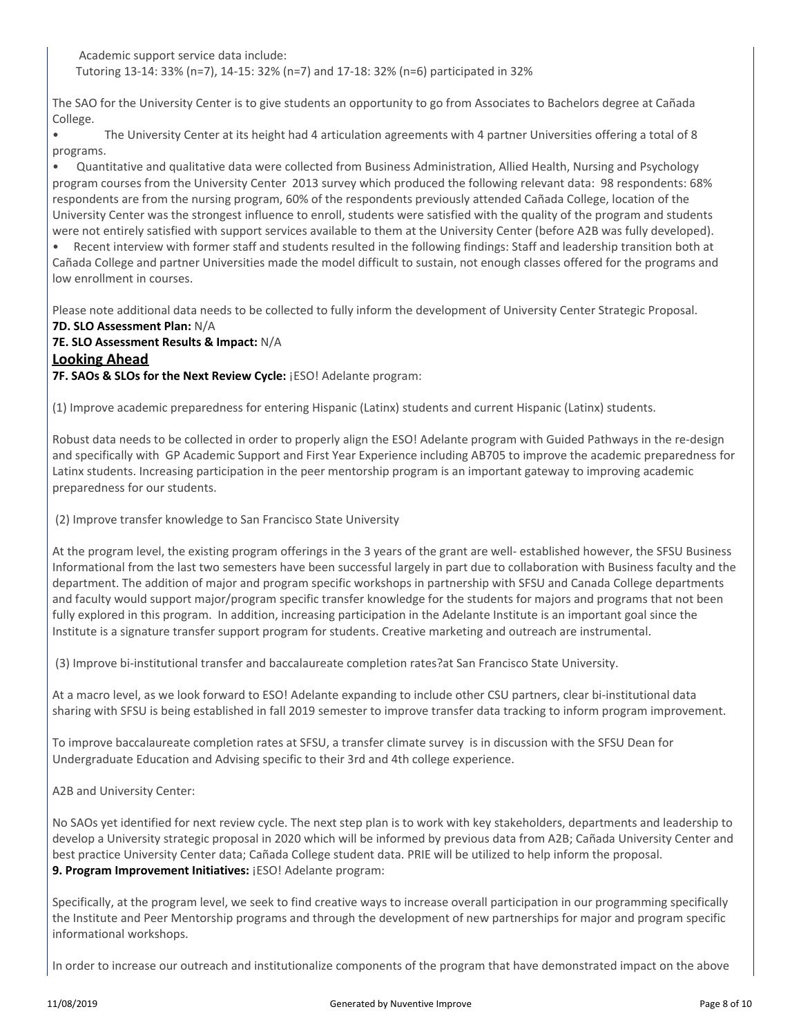Academic support service data include:
Tutoring 13-14: 33% (n=7), 14-15: 32% (n=7) and 17-18: 32% (n=6) participated in 32%

The SAO for the University Center is to give students an opportunity to go from Associates to Bachelors degree at Cañada College.

- The University Center at its height had 4 articulation agreements with 4 partner Universities offering a total of 8 programs.
- Quantitative and qualitative data were collected from Business Administration, Allied Health, Nursing and Psychology program courses from the University Center 2013 survey which produced the following relevant data: 98 respondents: 68% respondents are from the nursing program, 60% of the respondents previously attended Cañada College, location of the University Center was the strongest influence to enroll, students were satisfied with the quality of the program and students were not entirely satisfied with support services available to them at the University Center (before A2B was fully developed).
- Recent interview with former staff and students resulted in the following findings: Staff and leadership transition both at Cañada College and partner Universities made the model difficult to sustain, not enough classes offered for the programs and low enrollment in courses.

Please note additional data needs to be collected to fully inform the development of University Center Strategic Proposal.

**7D. SLO Assessment Plan:** N/A

**7E. SLO Assessment Results & Impact:** N/A

## Looking Ahead

**7F. SAOs & SLOs for the Next Review Cycle:** ¡ESO! Adelante program:

(1) Improve academic preparedness for entering Hispanic (Latinx) students and current Hispanic (Latinx) students.

Robust data needs to be collected in order to properly align the ESO! Adelante program with Guided Pathways in the re-design and specifically with GP Academic Support and First Year Experience including AB705 to improve the academic preparedness for Latinx students. Increasing participation in the peer mentorship program is an important gateway to improving academic preparedness for our students.

(2) Improve transfer knowledge to San Francisco State University

At the program level, the existing program offerings in the 3 years of the grant are well- established however, the SFSU Business Informational from the last two semesters have been successful largely in part due to collaboration with Business faculty and the department. The addition of major and program specific workshops in partnership with SFSU and Canada College departments and faculty would support major/program specific transfer knowledge for the students for majors and programs that not been fully explored in this program. In addition, increasing participation in the Adelante Institute is an important goal since the Institute is a signature transfer support program for students. Creative marketing and outreach are instrumental.

(3) Improve bi-institutional transfer and baccalaureate completion rates?at San Francisco State University.

At a macro level, as we look forward to ESO! Adelante expanding to include other CSU partners, clear bi-institutional data sharing with SFSU is being established in fall 2019 semester to improve transfer data tracking to inform program improvement.

To improve baccalaureate completion rates at SFSU, a transfer climate survey is in discussion with the SFSU Dean for Undergraduate Education and Advising specific to their 3rd and 4th college experience.

A2B and University Center:

No SAOs yet identified for next review cycle. The next step plan is to work with key stakeholders, departments and leadership to develop a University strategic proposal in 2020 which will be informed by previous data from A2B; Cañada University Center and best practice University Center data; Cañada College student data. PRIE will be utilized to help inform the proposal.

**9. Program Improvement Initiatives:** ¡ESO! Adelante program:

Specifically, at the program level, we seek to find creative ways to increase overall participation in our programming specifically the Institute and Peer Mentorship programs and through the development of new partnerships for major and program specific informational workshops.

In order to increase our outreach and institutionalize components of the program that have demonstrated impact on the above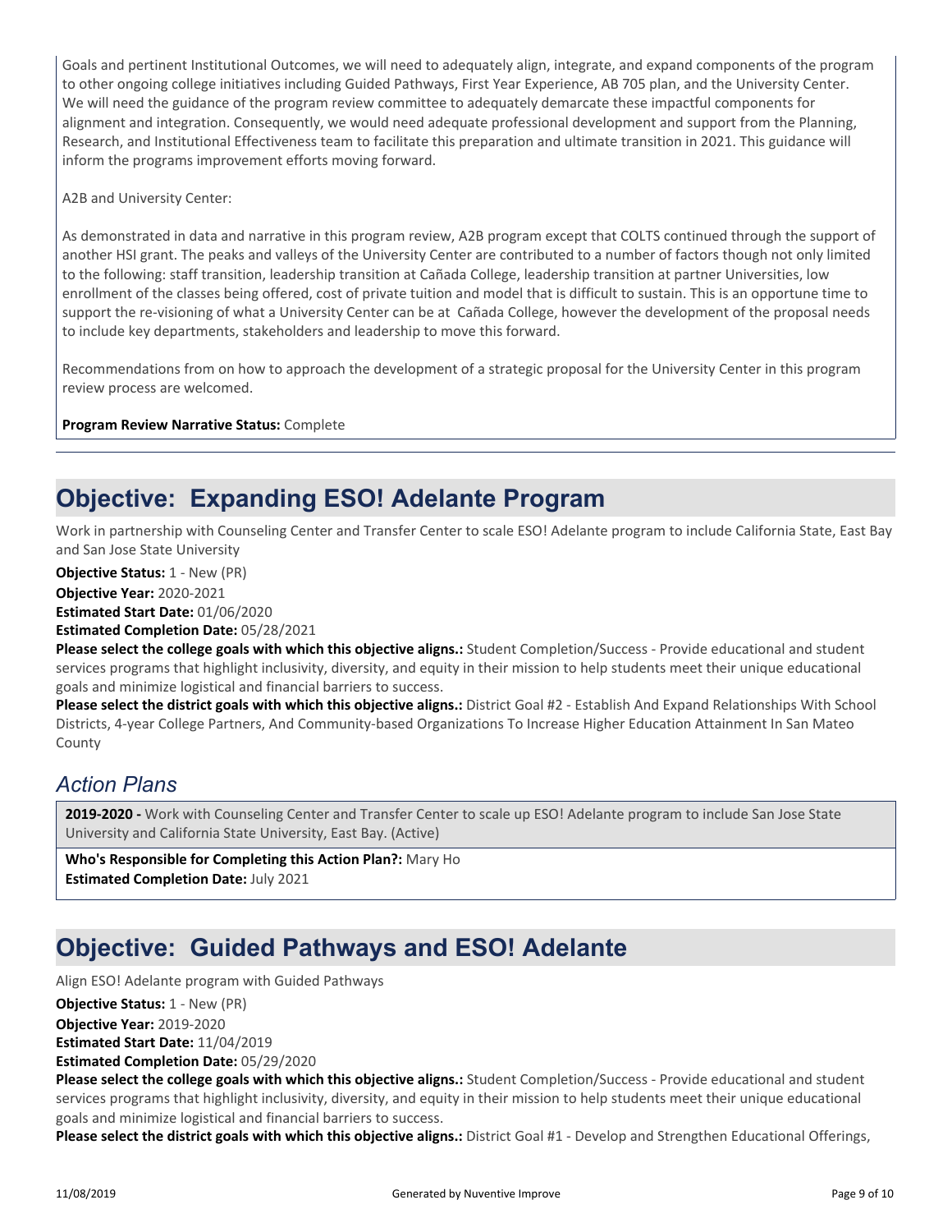Goals and pertinent Institutional Outcomes, we will need to adequately align, integrate, and expand components of the program to other ongoing college initiatives including Guided Pathways, First Year Experience, AB 705 plan, and the University Center. We will need the guidance of the program review committee to adequately demarcate these impactful components for alignment and integration. Consequently, we would need adequate professional development and support from the Planning, Research, and Institutional Effectiveness team to facilitate this preparation and ultimate transition in 2021. This guidance will inform the programs improvement efforts moving forward.

A2B and University Center:

As demonstrated in data and narrative in this program review, A2B program except that COLTS continued through the support of another HSI grant. The peaks and valleys of the University Center are contributed to a number of factors though not only limited to the following: staff transition, leadership transition at Cañada College, leadership transition at partner Universities, low enrollment of the classes being offered, cost of private tuition and model that is difficult to sustain. This is an opportune time to support the re-visioning of what a University Center can be at Cañada College, however the development of the proposal needs to include key departments, stakeholders and leadership to move this forward.

Recommendations from on how to approach the development of a strategic proposal for the University Center in this program review process are welcomed.

**Program Review Narrative Status:** Complete

# Objective: Expanding ESO! Adelante Program

Work in partnership with Counseling Center and Transfer Center to scale ESO! Adelante program to include California State, East Bay and San Jose State University

**Objective Status:** 1 - New (PR)
**Objective Year:** 2020-2021
**Estimated Start Date:** 01/06/2020
**Estimated Completion Date:** 05/28/2021
**Please select the college goals with which this objective aligns.:** Student Completion/Success - Provide educational and student services programs that highlight inclusivity, diversity, and equity in their mission to help students meet their unique educational goals and minimize logistical and financial barriers to success.
**Please select the district goals with which this objective aligns.:** District Goal #2 - Establish And Expand Relationships With School Districts, 4-year College Partners, And Community-based Organizations To Increase Higher Education Attainment In San Mateo County

## *Action Plans*

**2019-2020 -** Work with Counseling Center and Transfer Center to scale up ESO! Adelante program to include San Jose State University and California State University, East Bay. (Active)

**Who's Responsible for Completing this Action Plan?:** Mary Ho
**Estimated Completion Date:** July 2021

# Objective: Guided Pathways and ESO! Adelante

Align ESO! Adelante program with Guided Pathways

**Objective Status:** 1 - New (PR)
**Objective Year:** 2019-2020
**Estimated Start Date:** 11/04/2019
**Estimated Completion Date:** 05/29/2020
**Please select the college goals with which this objective aligns.:** Student Completion/Success - Provide educational and student services programs that highlight inclusivity, diversity, and equity in their mission to help students meet their unique educational goals and minimize logistical and financial barriers to success.
**Please select the district goals with which this objective aligns.:** District Goal #1 - Develop and Strengthen Educational Offerings,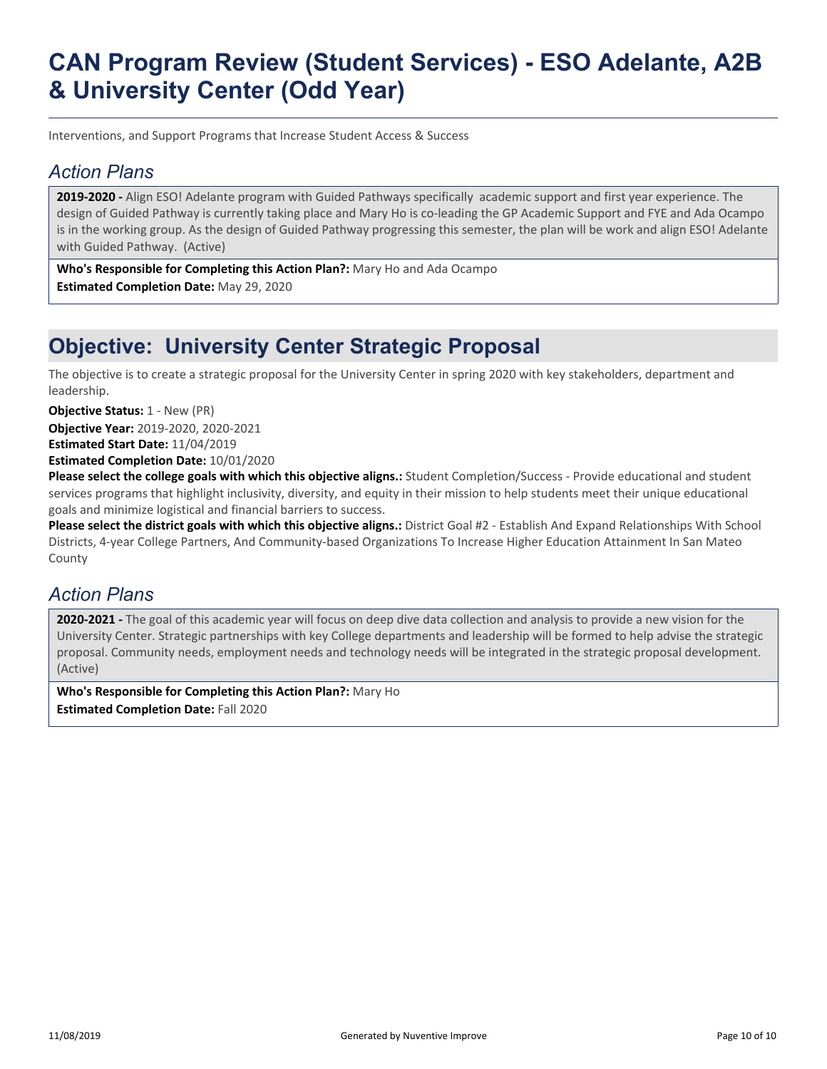Interventions, and Support Programs that Increase Student Access & Success

## *Action Plans*

**2019-2020 -** Align ESO! Adelante program with Guided Pathways specifically academic support and first year experience. The design of Guided Pathway is currently taking place and Mary Ho is co-leading the GP Academic Support and FYE and Ada Ocampo is in the working group. As the design of Guided Pathway progressing this semester, the plan will be work and align ESO! Adelante with Guided Pathway. (Active)

**Who's Responsible for Completing this Action Plan?:** Mary Ho and Ada Ocampo
**Estimated Completion Date:** May 29, 2020

# Objective: University Center Strategic Proposal

The objective is to create a strategic proposal for the University Center in spring 2020 with key stakeholders, department and leadership.

**Objective Status:** 1 - New (PR)
**Objective Year:** 2019-2020, 2020-2021
**Estimated Start Date:** 11/04/2019
**Estimated Completion Date:** 10/01/2020
**Please select the college goals with which this objective aligns.:** Student Completion/Success - Provide educational and student services programs that highlight inclusivity, diversity, and equity in their mission to help students meet their unique educational goals and minimize logistical and financial barriers to success.
**Please select the district goals with which this objective aligns.:** District Goal #2 - Establish And Expand Relationships With School Districts, 4-year College Partners, And Community-based Organizations To Increase Higher Education Attainment In San Mateo County

## *Action Plans*

**2020-2021 -** The goal of this academic year will focus on deep dive data collection and analysis to provide a new vision for the University Center. Strategic partnerships with key College departments and leadership will be formed to help advise the strategic proposal. Community needs, employment needs and technology needs will be integrated in the strategic proposal development. (Active)

**Who's Responsible for Completing this Action Plan?:** Mary Ho
**Estimated Completion Date:** Fall 2020